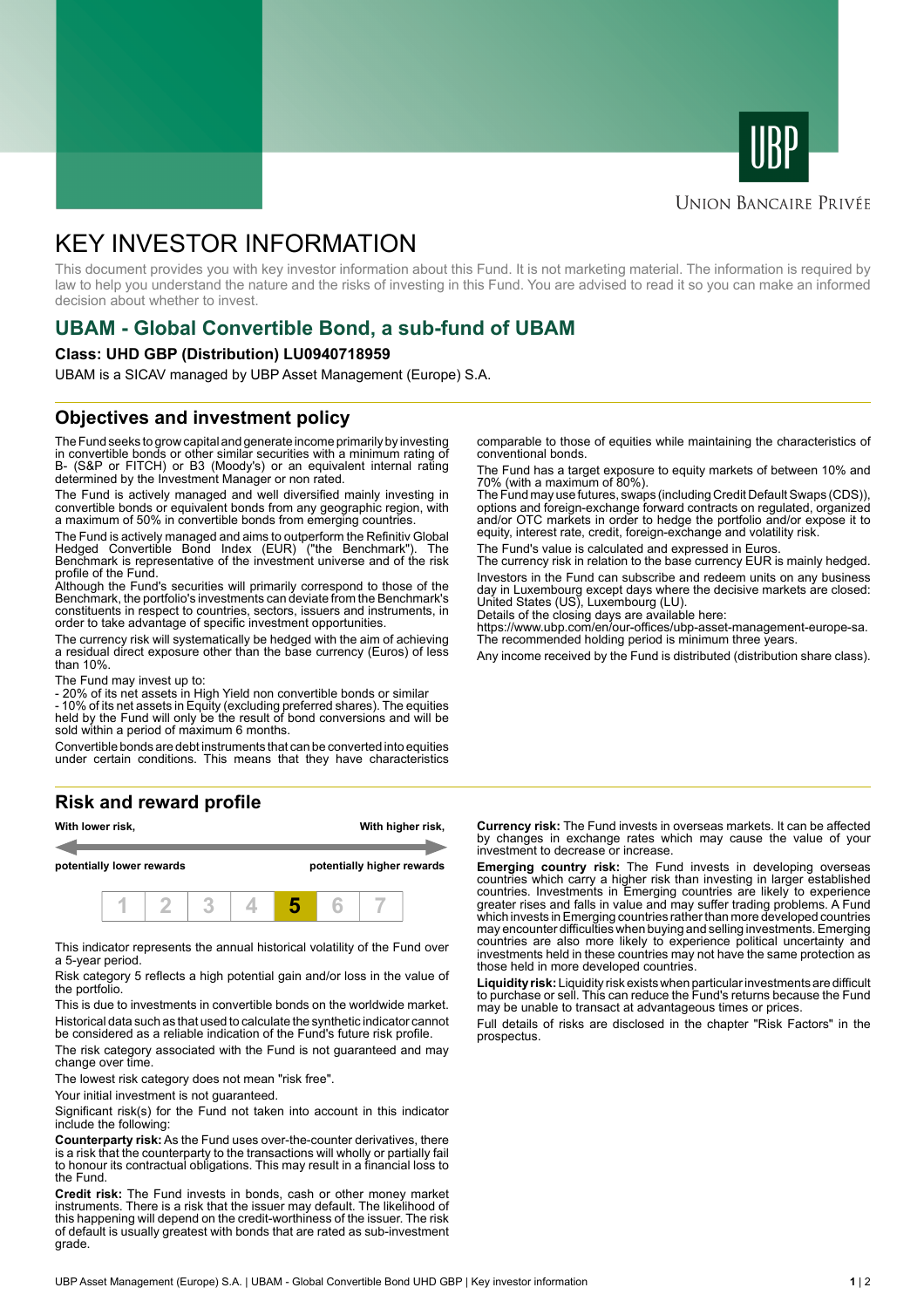UBP

Union Bancaire Privée

# KEY INVESTOR INFORMATION

This document provides you with key investor information about this Fund. It is not marketing material. The information is required by law to help you understand the nature and the risks of investing in this Fund. You are advised to read it so you can make an informed decision about whether to invest.

## UBAM - Global Convertible Bond, a sub-fund of UBAM

**Class: UHD GBP (Distribution) LU0940718959**

UBAM is a SICAV managed by UBP Asset Management (Europe) S.A.

## Objectives and investment policy

The Fund seeks to grow capital and generate income primarily by investing in convertible bonds or other similar securities with a minimum rating of B- (S&P or FITCH) or B3 (Moody's) or an equivalent internal rating determined by the Investment Manager or non rated.

The Fund is actively managed and well diversified mainly investing in convertible bonds or equivalent bonds from any geographic region, with a maximum of 50% in convertible bonds from emerging countries.

The Fund is actively managed and aims to outperform the Refinitiv Global Hedged Convertible Bond Index (EUR) ("the Benchmark"). The Benchmark is representative of the investment universe and of the risk profile of the Fund.

Although the Fund's securities will primarily correspond to those of the Benchmark, the portfolio's investments can deviate from the Benchmark's constituents in respect to countries, sectors, issuers and instruments, in order to take advantage of specific investment opportunities.

The currency risk will systematically be hedged with the aim of achieving a residual direct exposure other than the base currency (Euros) of less than 10%.

The Fund may invest up to:

- 20% of its net assets in High Yield non convertible bonds or similar
- 10% of its net assets in Equity (excluding preferred shares). The equities held by the Fund will only be the result of bond conversions and will be sold within a period of maximum 6 months.

Convertible bonds are debt instruments that can be converted into equities under certain conditions. This means that they have characteristics comparable to those of equities while maintaining the characteristics of conventional bonds.

The Fund has a target exposure to equity markets of between 10% and 70% (with a maximum of 80%).

The Fund may use futures, swaps (including Credit Default Swaps (CDS)), options and foreign-exchange forward contracts on regulated, organized and/or OTC markets in order to hedge the portfolio and/or expose it to equity, interest rate, credit, foreign-exchange and volatility risk.

The Fund's value is calculated and expressed in Euros.

The currency risk in relation to the base currency EUR is mainly hedged.

Investors in the Fund can subscribe and redeem units on any business day in Luxembourg except days where the decisive markets are closed: United States (US), Luxembourg (LU).

Details of the closing days are available here:
https://www.ubp.com/en/our-offices/ubp-asset-management-europe-sa.

The recommended holding period is minimum three years.

Any income received by the Fund is distributed (distribution share class).

## Risk and reward profile

| With lower risk, potentially lower rewards | | | | | | With higher risk, potentially higher rewards |
|---|---|---|---|---|---|---|
| 1 | 2 | 3 | 4 | **5** | 6 | 7 |

This indicator represents the annual historical volatility of the Fund over a 5-year period.

Risk category 5 reflects a high potential gain and/or loss in the value of the portfolio.

This is due to investments in convertible bonds on the worldwide market.

Historical data such as that used to calculate the synthetic indicator cannot be considered as a reliable indication of the Fund's future risk profile.

The risk category associated with the Fund is not guaranteed and may change over time.

The lowest risk category does not mean "risk free".

Your initial investment is not guaranteed.

Significant risk(s) for the Fund not taken into account in this indicator include the following:

**Counterparty risk:** As the Fund uses over-the-counter derivatives, there is a risk that the counterparty to the transactions will wholly or partially fail to honour its contractual obligations. This may result in a financial loss to the Fund.

**Credit risk:** The Fund invests in bonds, cash or other money market instruments. There is a risk that the issuer may default. The likelihood of this happening will depend on the credit-worthiness of the issuer. The risk of default is usually greatest with bonds that are rated as sub-investment grade.

**Currency risk:** The Fund invests in overseas markets. It can be affected by changes in exchange rates which may cause the value of your investment to decrease or increase.

**Emerging country risk:** The Fund invests in developing overseas countries which carry a higher risk than investing in larger established countries. Investments in Emerging countries are likely to experience greater rises and falls in value and may suffer trading problems. A Fund which invests in Emerging countries rather than more developed countries may encounter difficulties when buying and selling investments. Emerging countries are also more likely to experience political uncertainty and investments held in these countries may not have the same protection as those held in more developed countries.

**Liquidity risk:** Liquidity risk exists when particular investments are difficult to purchase or sell. This can reduce the Fund's returns because the Fund may be unable to transact at advantageous times or prices.

Full details of risks are disclosed in the chapter "Risk Factors" in the prospectus.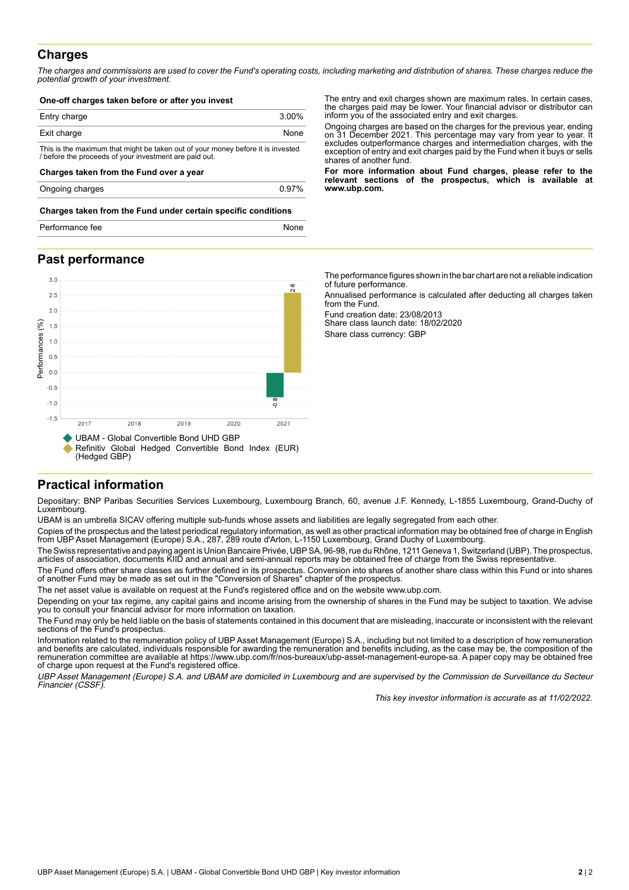## Charges

*The charges and commissions are used to cover the Fund's operating costs, including marketing and distribution of shares. These charges reduce the potential growth of your investment.*

| **One-off charges taken before or after you invest** | |
|---|---|
| Entry charge | 3.00% |
| Exit charge | None |

This is the maximum that might be taken out of your money before it is invested / before the proceeds of your investment are paid out.

| **Charges taken from the Fund over a year** | |
|---|---|
| Ongoing charges | 0.97% |

| **Charges taken from the Fund under certain specific conditions** | |
|---|---|
| Performance fee | None |

The entry and exit charges shown are maximum rates. In certain cases, the charges paid may be lower. Your financial advisor or distributor can inform you of the associated entry and exit charges.

Ongoing charges are based on the charges for the previous year, ending on 31 December 2021. This percentage may vary from year to year. It excludes outperformance charges and intermediation charges, with the exception of entry and exit charges paid by the Fund when it buys or sells shares of another fund.

**For more information about Fund charges, please refer to the relevant sections of the prospectus, which is available at www.ubp.com.**

## Past performance

Performances (%)

3.0
2.5
2.0
1.5
1.0
0.5
0.0
-0.5
-1.0
-1.5

2017 2018 2019 2020 2021

-0.8
2.6

UBAM - Global Convertible Bond UHD GBP
Refinitiv Global Hedged Convertible Bond Index (EUR) (Hedged GBP)

The performance figures shown in the bar chart are not a reliable indication of future performance.

Annualised performance is calculated after deducting all charges taken from the Fund.

Fund creation date: 23/08/2013
Share class launch date: 18/02/2020
Share class currency: GBP

## Practical information

Depositary: BNP Paribas Securities Services Luxembourg, Luxembourg Branch, 60, avenue J.F. Kennedy, L-1855 Luxembourg, Grand-Duchy of Luxembourg.

UBAM is an umbrella SICAV offering multiple sub-funds whose assets and liabilities are legally segregated from each other.

Copies of the prospectus and the latest periodical regulatory information, as well as other practical information may be obtained free of charge in English from UBP Asset Management (Europe) S.A., 287, 289 route d'Arlon, L-1150 Luxembourg, Grand Duchy of Luxembourg.

The Swiss representative and paying agent is Union Bancaire Privée, UBP SA, 96-98, rue du Rhône, 1211 Geneva 1, Switzerland (UBP). The prospectus, articles of association, documents KIID and annual and semi-annual reports may be obtained free of charge from the Swiss representative.

The Fund offers other share classes as further defined in its prospectus. Conversion into shares of another share class within this Fund or into shares of another Fund may be made as set out in the "Conversion of Shares" chapter of the prospectus.

The net asset value is available on request at the Fund's registered office and on the website www.ubp.com.

Depending on your tax regime, any capital gains and income arising from the ownership of shares in the Fund may be subject to taxation. We advise you to consult your financial advisor for more information on taxation.

The Fund may only be held liable on the basis of statements contained in this document that are misleading, inaccurate or inconsistent with the relevant sections of the Fund's prospectus.

Information related to the remuneration policy of UBP Asset Management (Europe) S.A., including but not limited to a description of how remuneration and benefits are calculated, individuals responsible for awarding the remuneration and benefits including, as the case may be, the composition of the remuneration committee are available at https://www.ubp.com/fr/nos-bureaux/ubp-asset-management-europe-sa. A paper copy may be obtained free of charge upon request at the Fund's registered office.

*UBP Asset Management (Europe) S.A. and UBAM are domiciled in Luxembourg and are supervised by the Commission de Surveillance du Secteur Financier (CSSF).*

*This key investor information is accurate as at 11/02/2022.*